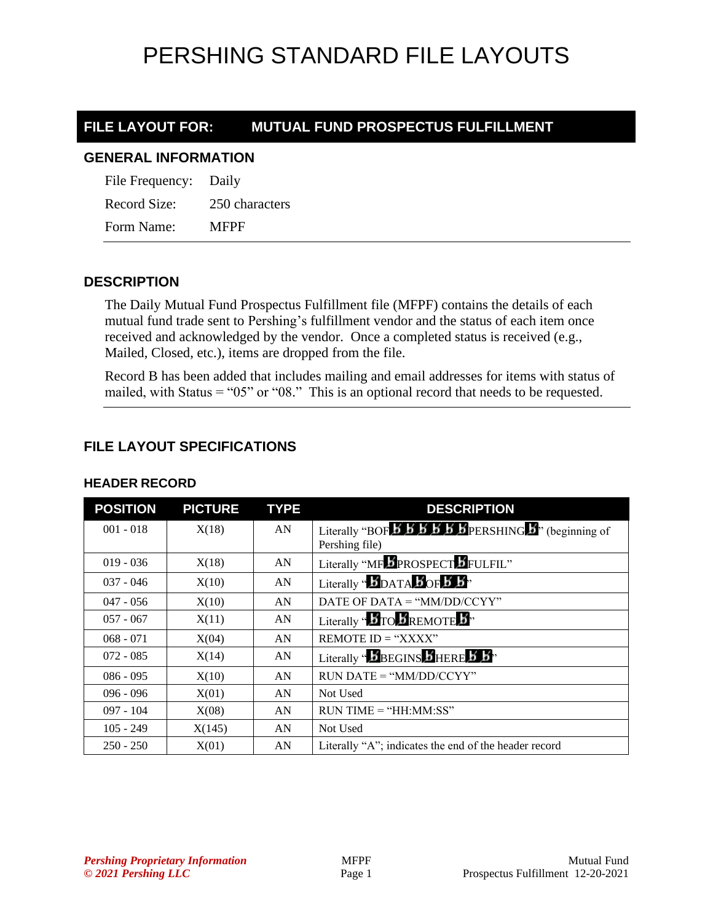# PERSHING STANDARD FILE LAYOUTS

## FILE LAYOUT FOR: MUTUAL FUND PROSPECTUS FULFILLMENT

### GENERAL INFORMATION

| | |
|---|---|
| File Frequency: | Daily |
| Record Size: | 250 characters |
| Form Name: | MFPF |

### DESCRIPTION

The Daily Mutual Fund Prospectus Fulfillment file (MFPF) contains the details of each mutual fund trade sent to Pershing's fulfillment vendor and the status of each item once received and acknowledged by the vendor. Once a completed status is received (e.g., Mailed, Closed, etc.), items are dropped from the file.

Record B has been added that includes mailing and email addresses for items with status of mailed, with Status = "05" or "08." This is an optional record that needs to be requested.

### FILE LAYOUT SPECIFICATIONS

#### HEADER RECORD

| POSITION | PICTURE | TYPE | DESCRIPTION |
|---|---|---|---|
| 001 - 018 | X(18) | AN | Literally "BOFƀƀƀƀƀƀPERSHINGƀ" (beginning of Pershing file) |
| 019 - 036 | X(18) | AN | Literally "MFƀPROSPECTƀFULFIL" |
| 037 - 046 | X(10) | AN | Literally "ƀDATAƀOFƀƀ" |
| 047 - 056 | X(10) | AN | DATE OF DATA = "MM/DD/CCYY" |
| 057 - 067 | X(11) | AN | Literally "ƀTOƀREMOTEƀ" |
| 068 - 071 | X(04) | AN | REMOTE ID = "XXXX" |
| 072 - 085 | X(14) | AN | Literally "ƀBEGINSƀHEREƀƀ" |
| 086 - 095 | X(10) | AN | RUN DATE = "MM/DD/CCYY" |
| 096 - 096 | X(01) | AN | Not Used |
| 097 - 104 | X(08) | AN | RUN TIME = "HH:MM:SS" |
| 105 - 249 | X(145) | AN | Not Used |
| 250 - 250 | X(01) | AN | Literally "A"; indicates the end of the header record |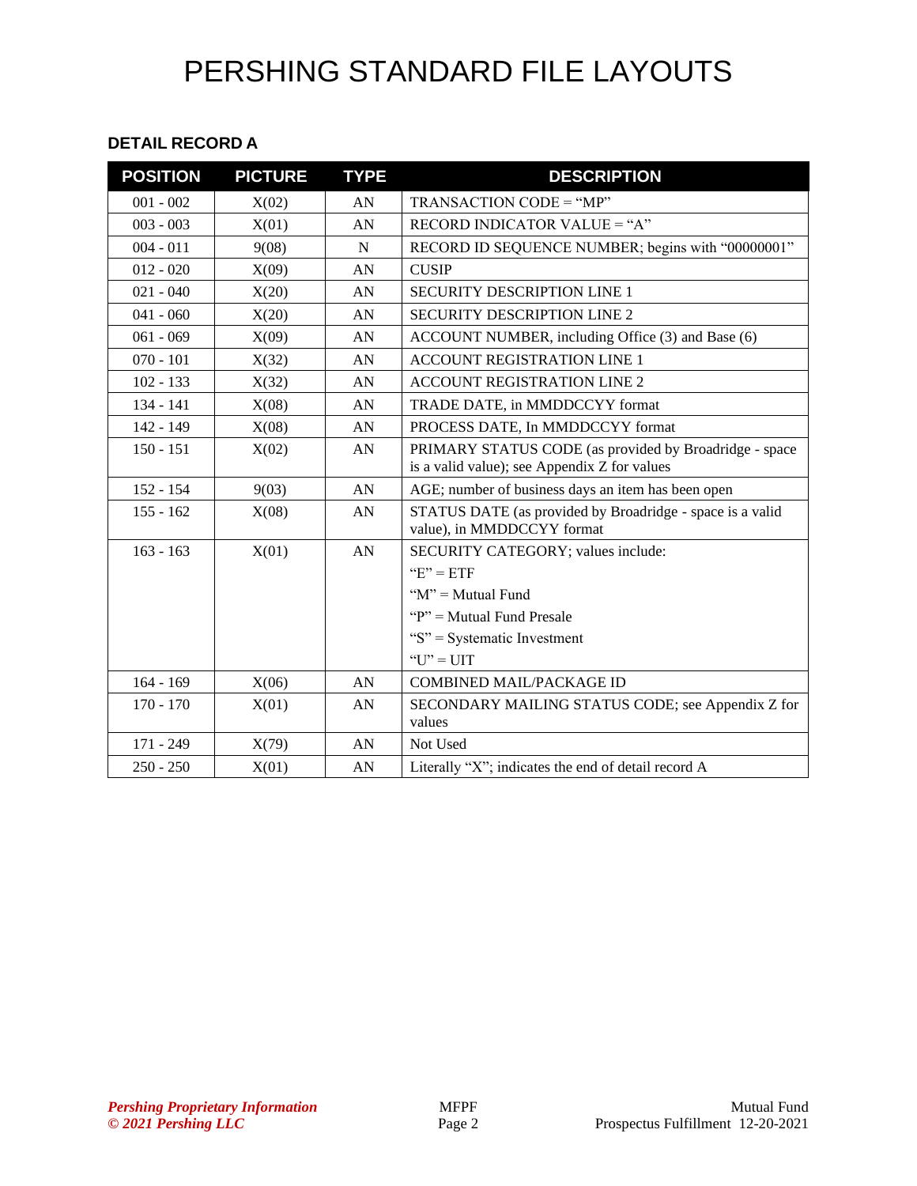# PERSHING STANDARD FILE LAYOUTS

### DETAIL RECORD A

| POSITION | PICTURE | TYPE | DESCRIPTION |
|---|---|---|---|
| 001 - 002 | X(02) | AN | TRANSACTION CODE = "MP" |
| 003 - 003 | X(01) | AN | RECORD INDICATOR VALUE = "A" |
| 004 - 011 | 9(08) | N | RECORD ID SEQUENCE NUMBER; begins with "00000001" |
| 012 - 020 | X(09) | AN | CUSIP |
| 021 - 040 | X(20) | AN | SECURITY DESCRIPTION LINE 1 |
| 041 - 060 | X(20) | AN | SECURITY DESCRIPTION LINE 2 |
| 061 - 069 | X(09) | AN | ACCOUNT NUMBER, including Office (3) and Base (6) |
| 070 - 101 | X(32) | AN | ACCOUNT REGISTRATION LINE 1 |
| 102 - 133 | X(32) | AN | ACCOUNT REGISTRATION LINE 2 |
| 134 - 141 | X(08) | AN | TRADE DATE, in MMDDCCYY format |
| 142 - 149 | X(08) | AN | PROCESS DATE, In MMDDCCYY format |
| 150 - 151 | X(02) | AN | PRIMARY STATUS CODE (as provided by Broadridge - space is a valid value); see Appendix Z for values |
| 152 - 154 | 9(03) | AN | AGE; number of business days an item has been open |
| 155 - 162 | X(08) | AN | STATUS DATE (as provided by Broadridge - space is a valid value), in MMDDCCYY format |
| 163 - 163 | X(01) | AN | SECURITY CATEGORY; values include:<br>"E" = ETF<br>"M" = Mutual Fund<br>"P" = Mutual Fund Presale<br>"S" = Systematic Investment<br>"U" = UIT |
| 164 - 169 | X(06) | AN | COMBINED MAIL/PACKAGE ID |
| 170 - 170 | X(01) | AN | SECONDARY MAILING STATUS CODE; see Appendix Z for values |
| 171 - 249 | X(79) | AN | Not Used |
| 250 - 250 | X(01) | AN | Literally "X"; indicates the end of detail record A |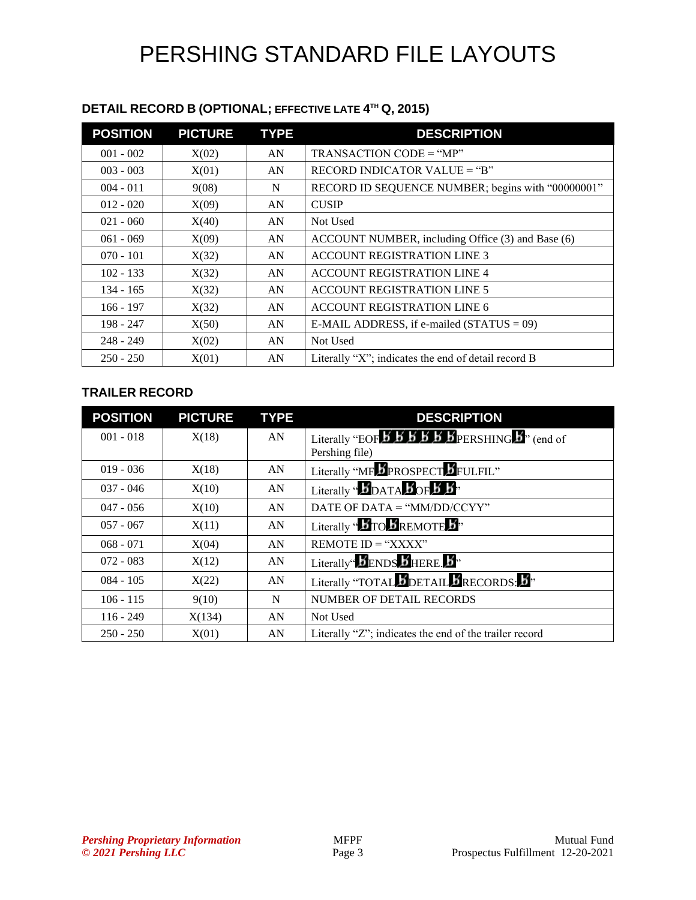## DETAIL RECORD B (OPTIONAL; EFFECTIVE LATE 4TH Q, 2015)

| POSITION | PICTURE | TYPE | DESCRIPTION |
|---|---|---|---|
| 001 - 002 | X(02) | AN | TRANSACTION CODE = "MP" |
| 003 - 003 | X(01) | AN | RECORD INDICATOR VALUE = "B" |
| 004 - 011 | 9(08) | N | RECORD ID SEQUENCE NUMBER; begins with "00000001" |
| 012 - 020 | X(09) | AN | CUSIP |
| 021 - 060 | X(40) | AN | Not Used |
| 061 - 069 | X(09) | AN | ACCOUNT NUMBER, including Office (3) and Base (6) |
| 070 - 101 | X(32) | AN | ACCOUNT REGISTRATION LINE 3 |
| 102 - 133 | X(32) | AN | ACCOUNT REGISTRATION LINE 4 |
| 134 - 165 | X(32) | AN | ACCOUNT REGISTRATION LINE 5 |
| 166 - 197 | X(32) | AN | ACCOUNT REGISTRATION LINE 6 |
| 198 - 247 | X(50) | AN | E-MAIL ADDRESS, if e-mailed (STATUS = 09) |
| 248 - 249 | X(02) | AN | Not Used |
| 250 - 250 | X(01) | AN | Literally "X"; indicates the end of detail record B |

## TRAILER RECORD

| POSITION | PICTURE | TYPE | DESCRIPTION |
|---|---|---|---|
| 001 - 018 | X(18) | AN | Literally "EOFƀƀƀƀƀƀPERSHINGƀ" (end of Pershing file) |
| 019 - 036 | X(18) | AN | Literally "MFƀPROSPECTƀFULFIL" |
| 037 - 046 | X(10) | AN | Literally "ƀDATAƀOFƀƀ" |
| 047 - 056 | X(10) | AN | DATE OF DATA = "MM/DD/CCYY" |
| 057 - 067 | X(11) | AN | Literally "ƀTOƀREMOTEƀ" |
| 068 - 071 | X(04) | AN | REMOTE ID = "XXXX" |
| 072 - 083 | X(12) | AN | Literally"ƀENDSƀHERE.ƀ" |
| 084 - 105 | X(22) | AN | Literally "TOTALƀDETAILƀRECORDS:ƀ" |
| 106 - 115 | 9(10) | N | NUMBER OF DETAIL RECORDS |
| 116 - 249 | X(134) | AN | Not Used |
| 250 - 250 | X(01) | AN | Literally "Z"; indicates the end of the trailer record |